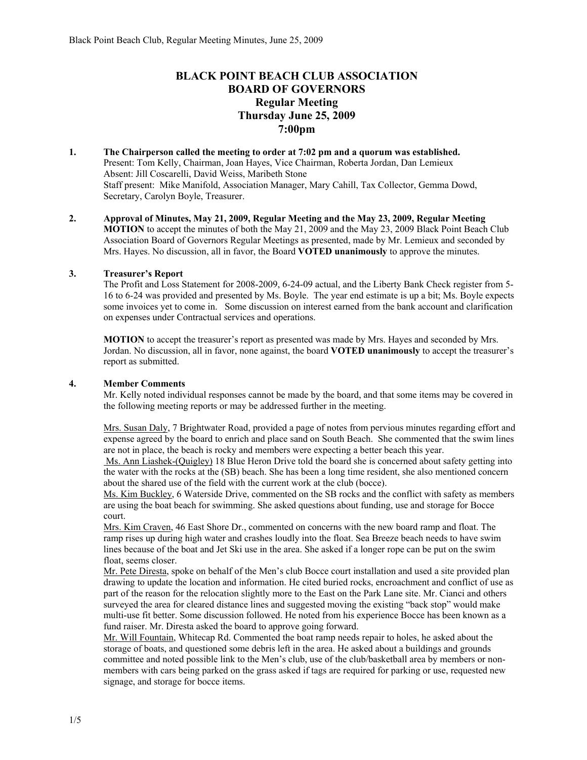# BLACK POINT BEACH CLUB ASSOCIATION
# BOARD OF GOVERNORS
## Regular Meeting
## Thursday June 25, 2009
## 7:00pm

**1. The Chairperson called the meeting to order at 7:02 pm and a quorum was established.**
Present: Tom Kelly, Chairman, Joan Hayes, Vice Chairman, Roberta Jordan, Dan Lemieux
Absent: Jill Coscarelli, David Weiss, Maribeth Stone
Staff present: Mike Manifold, Association Manager, Mary Cahill, Tax Collector, Gemma Dowd, Secretary, Carolyn Boyle, Treasurer.

**2. Approval of Minutes, May 21, 2009, Regular Meeting and the May 23, 2009, Regular Meeting**
**MOTION** to accept the minutes of both the May 21, 2009 and the May 23, 2009 Black Point Beach Club Association Board of Governors Regular Meetings as presented, made by Mr. Lemieux and seconded by Mrs. Hayes. No discussion, all in favor, the Board **VOTED unanimously** to approve the minutes.

**3. Treasurer's Report**
The Profit and Loss Statement for 2008-2009, 6-24-09 actual, and the Liberty Bank Check register from 5-16 to 6-24 was provided and presented by Ms. Boyle. The year end estimate is up a bit; Ms. Boyle expects some invoices yet to come in. Some discussion on interest earned from the bank account and clarification on expenses under Contractual services and operations.

**MOTION** to accept the treasurer's report as presented was made by Mrs. Hayes and seconded by Mrs. Jordan. No discussion, all in favor, none against, the board **VOTED unanimously** to accept the treasurer's report as submitted.

**4. Member Comments**
Mr. Kelly noted individual responses cannot be made by the board, and that some items may be covered in the following meeting reports or may be addressed further in the meeting.

Mrs. Susan Daly, 7 Brightwater Road, provided a page of notes from pervious minutes regarding effort and expense agreed by the board to enrich and place sand on South Beach. She commented that the swim lines are not in place, the beach is rocky and members were expecting a better beach this year.
Ms. Ann Liashek-(Quigley) 18 Blue Heron Drive told the board she is concerned about safety getting into the water with the rocks at the (SB) beach. She has been a long time resident, she also mentioned concern about the shared use of the field with the current work at the club (bocce).
Ms. Kim Buckley, 6 Waterside Drive, commented on the SB rocks and the conflict with safety as members are using the boat beach for swimming. She asked questions about funding, use and storage for Bocce court.
Mrs. Kim Craven, 46 East Shore Dr., commented on concerns with the new board ramp and float. The ramp rises up during high water and crashes loudly into the float. Sea Breeze beach needs to have swim lines because of the boat and Jet Ski use in the area. She asked if a longer rope can be put on the swim float, seems closer.
Mr. Pete Diresta, spoke on behalf of the Men's club Bocce court installation and used a site provided plan drawing to update the location and information. He cited buried rocks, encroachment and conflict of use as part of the reason for the relocation slightly more to the East on the Park Lane site. Mr. Cianci and others surveyed the area for cleared distance lines and suggested moving the existing "back stop" would make multi-use fit better. Some discussion followed. He noted from his experience Bocce has been known as a fund raiser. Mr. Diresta asked the board to approve going forward.
Mr. Will Fountain, Whitecap Rd. Commented the boat ramp needs repair to holes, he asked about the storage of boats, and questioned some debris left in the area. He asked about a buildings and grounds committee and noted possible link to the Men's club, use of the club/basketball area by members or non-members with cars being parked on the grass asked if tags are required for parking or use, requested new signage, and storage for bocce items.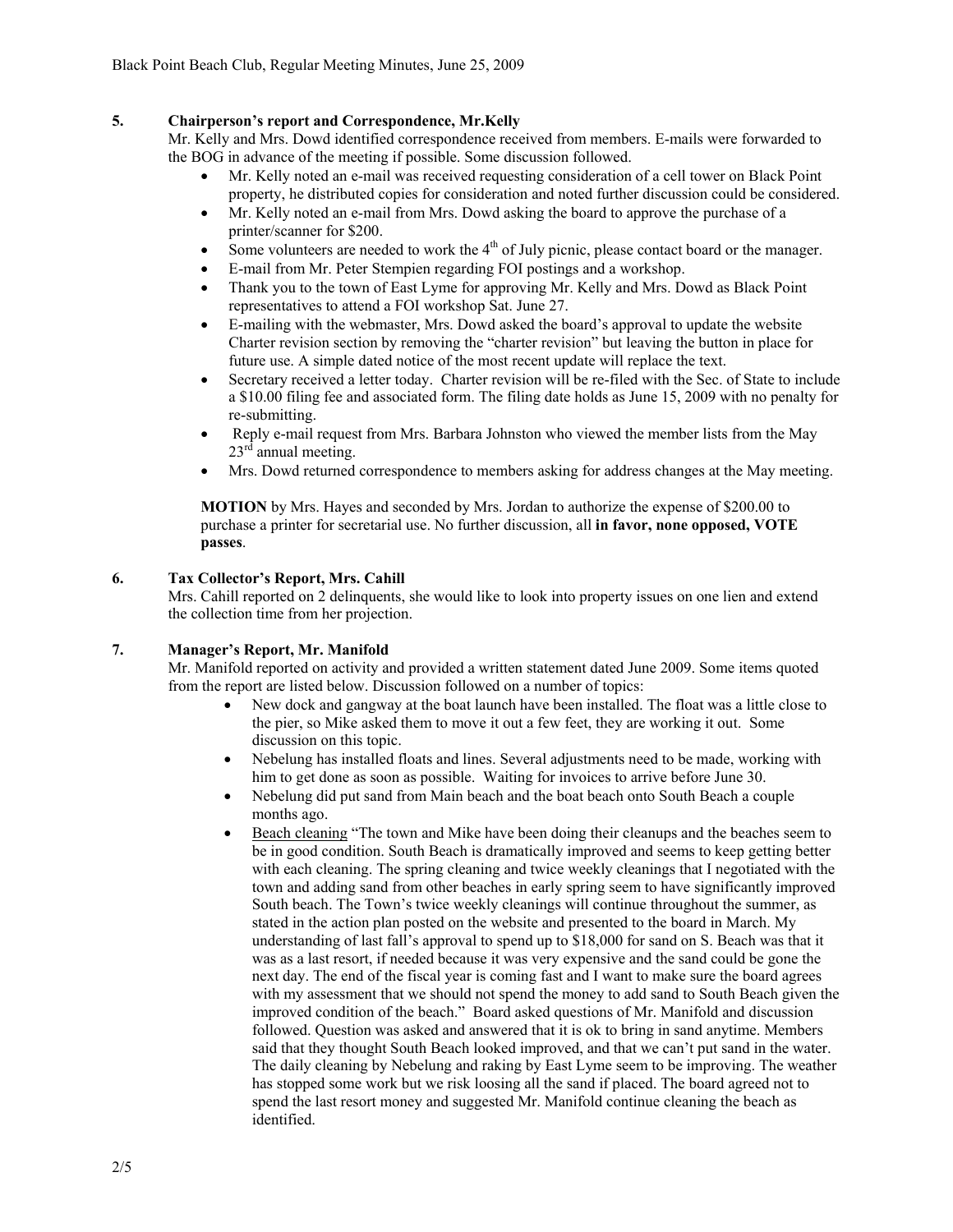## 5. Chairperson's report and Correspondence, Mr.Kelly

Mr. Kelly and Mrs. Dowd identified correspondence received from members. E-mails were forwarded to the BOG in advance of the meeting if possible. Some discussion followed.

- Mr. Kelly noted an e-mail was received requesting consideration of a cell tower on Black Point property, he distributed copies for consideration and noted further discussion could be considered.
- Mr. Kelly noted an e-mail from Mrs. Dowd asking the board to approve the purchase of a printer/scanner for $200.
- Some volunteers are needed to work the 4th of July picnic, please contact board or the manager.
- E-mail from Mr. Peter Stempien regarding FOI postings and a workshop.
- Thank you to the town of East Lyme for approving Mr. Kelly and Mrs. Dowd as Black Point representatives to attend a FOI workshop Sat. June 27.
- E-mailing with the webmaster, Mrs. Dowd asked the board's approval to update the website Charter revision section by removing the "charter revision" but leaving the button in place for future use. A simple dated notice of the most recent update will replace the text.
- Secretary received a letter today. Charter revision will be re-filed with the Sec. of State to include a $10.00 filing fee and associated form. The filing date holds as June 15, 2009 with no penalty for re-submitting.
- Reply e-mail request from Mrs. Barbara Johnston who viewed the member lists from the May 23rd annual meeting.
- Mrs. Dowd returned correspondence to members asking for address changes at the May meeting.

**MOTION** by Mrs. Hayes and seconded by Mrs. Jordan to authorize the expense of $200.00 to purchase a printer for secretarial use. No further discussion, all **in favor, none opposed, VOTE passes**.

## 6. Tax Collector's Report, Mrs. Cahill

Mrs. Cahill reported on 2 delinquents, she would like to look into property issues on one lien and extend the collection time from her projection.

## 7. Manager's Report, Mr. Manifold

Mr. Manifold reported on activity and provided a written statement dated June 2009. Some items quoted from the report are listed below. Discussion followed on a number of topics:

- New dock and gangway at the boat launch have been installed. The float was a little close to the pier, so Mike asked them to move it out a few feet, they are working it out. Some discussion on this topic.
- Nebelung has installed floats and lines. Several adjustments need to be made, working with him to get done as soon as possible. Waiting for invoices to arrive before June 30.
- Nebelung did put sand from Main beach and the boat beach onto South Beach a couple months ago.
- Beach cleaning "The town and Mike have been doing their cleanups and the beaches seem to be in good condition. South Beach is dramatically improved and seems to keep getting better with each cleaning. The spring cleaning and twice weekly cleanings that I negotiated with the town and adding sand from other beaches in early spring seem to have significantly improved South beach. The Town's twice weekly cleanings will continue throughout the summer, as stated in the action plan posted on the website and presented to the board in March. My understanding of last fall's approval to spend up to $18,000 for sand on S. Beach was that it was as a last resort, if needed because it was very expensive and the sand could be gone the next day. The end of the fiscal year is coming fast and I want to make sure the board agrees with my assessment that we should not spend the money to add sand to South Beach given the improved condition of the beach." Board asked questions of Mr. Manifold and discussion followed. Question was asked and answered that it is ok to bring in sand anytime. Members said that they thought South Beach looked improved, and that we can't put sand in the water. The daily cleaning by Nebelung and raking by East Lyme seem to be improving. The weather has stopped some work but we risk loosing all the sand if placed. The board agreed not to spend the last resort money and suggested Mr. Manifold continue cleaning the beach as identified.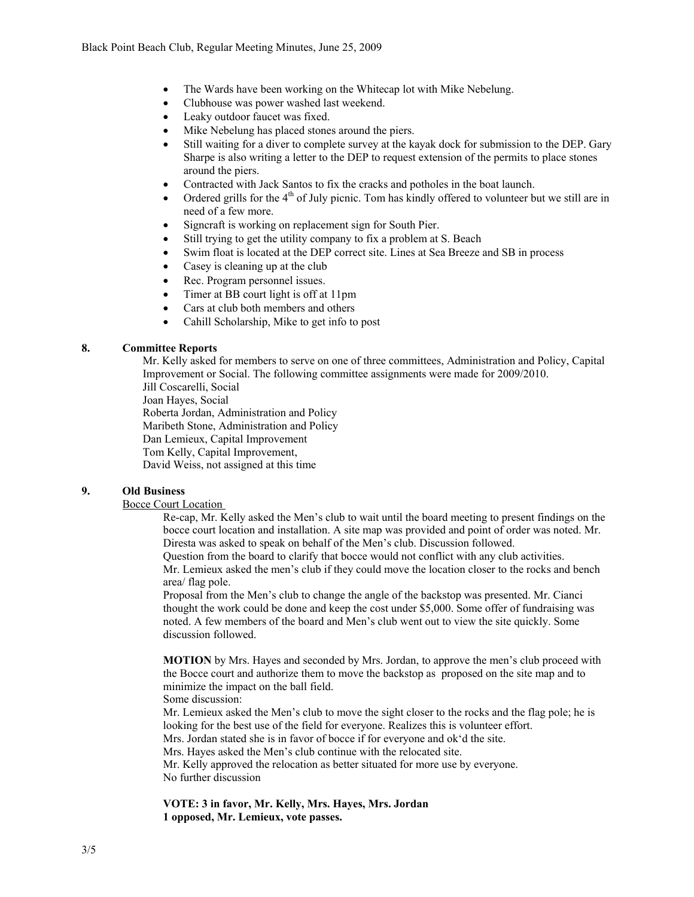- The Wards have been working on the Whitecap lot with Mike Nebelung.
- Clubhouse was power washed last weekend.
- Leaky outdoor faucet was fixed.
- Mike Nebelung has placed stones around the piers.
- Still waiting for a diver to complete survey at the kayak dock for submission to the DEP. Gary Sharpe is also writing a letter to the DEP to request extension of the permits to place stones around the piers.
- Contracted with Jack Santos to fix the cracks and potholes in the boat launch.
- Ordered grills for the 4th of July picnic. Tom has kindly offered to volunteer but we still are in need of a few more.
- Signcraft is working on replacement sign for South Pier.
- Still trying to get the utility company to fix a problem at S. Beach
- Swim float is located at the DEP correct site. Lines at Sea Breeze and SB in process
- Casey is cleaning up at the club
- Rec. Program personnel issues.
- Timer at BB court light is off at 11pm
- Cars at club both members and others
- Cahill Scholarship, Mike to get info to post

## 8. Committee Reports

Mr. Kelly asked for members to serve on one of three committees, Administration and Policy, Capital Improvement or Social. The following committee assignments were made for 2009/2010.

Jill Coscarelli, Social
Joan Hayes, Social
Roberta Jordan, Administration and Policy
Maribeth Stone, Administration and Policy
Dan Lemieux, Capital Improvement
Tom Kelly, Capital Improvement,
David Weiss, not assigned at this time

## 9. Old Business

Bocce Court Location

Re-cap, Mr. Kelly asked the Men's club to wait until the board meeting to present findings on the bocce court location and installation. A site map was provided and point of order was noted. Mr. Diresta was asked to speak on behalf of the Men's club. Discussion followed.

Question from the board to clarify that bocce would not conflict with any club activities.

Mr. Lemieux asked the men's club if they could move the location closer to the rocks and bench area/ flag pole.

Proposal from the Men's club to change the angle of the backstop was presented. Mr. Cianci thought the work could be done and keep the cost under $5,000. Some offer of fundraising was noted. A few members of the board and Men's club went out to view the site quickly. Some discussion followed.

**MOTION** by Mrs. Hayes and seconded by Mrs. Jordan, to approve the men's club proceed with the Bocce court and authorize them to move the backstop as proposed on the site map and to minimize the impact on the ball field.

Some discussion:

Mr. Lemieux asked the Men's club to move the sight closer to the rocks and the flag pole; he is looking for the best use of the field for everyone. Realizes this is volunteer effort.

Mrs. Jordan stated she is in favor of bocce if for everyone and ok'd the site.

Mrs. Hayes asked the Men's club continue with the relocated site.

Mr. Kelly approved the relocation as better situated for more use by everyone.

No further discussion

**VOTE: 3 in favor, Mr. Kelly, Mrs. Hayes, Mrs. Jordan**
**1 opposed, Mr. Lemieux, vote passes.**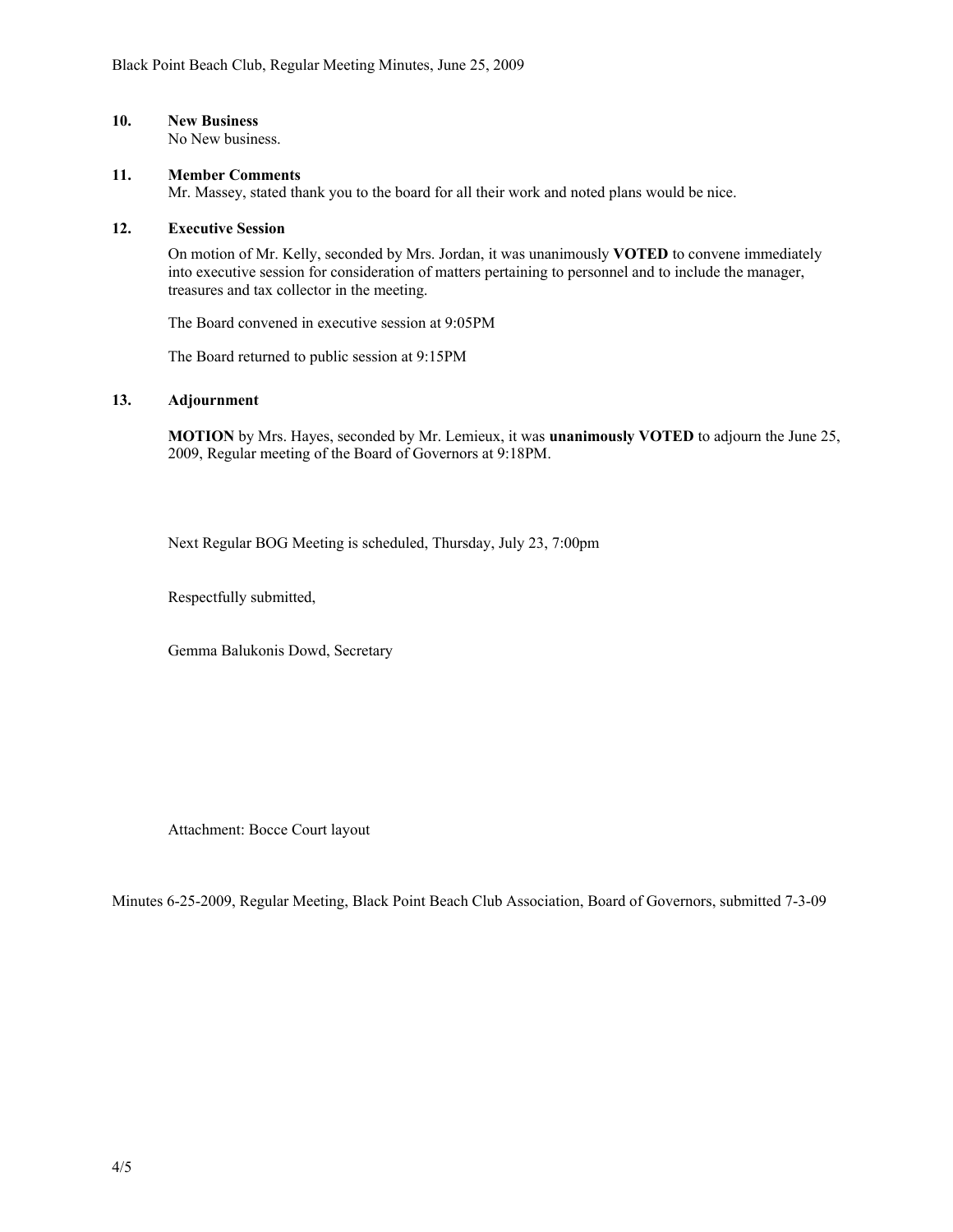**10. New Business**

No New business.

**11. Member Comments**

Mr. Massey, stated thank you to the board for all their work and noted plans would be nice.

**12. Executive Session**

On motion of Mr. Kelly, seconded by Mrs. Jordan, it was unanimously **VOTED** to convene immediately into executive session for consideration of matters pertaining to personnel and to include the manager, treasures and tax collector in the meeting.

The Board convened in executive session at 9:05PM

The Board returned to public session at 9:15PM

**13. Adjournment**

**MOTION** by Mrs. Hayes, seconded by Mr. Lemieux, it was **unanimously VOTED** to adjourn the June 25, 2009, Regular meeting of the Board of Governors at 9:18PM.

Next Regular BOG Meeting is scheduled, Thursday, July 23, 7:00pm

Respectfully submitted,

Gemma Balukonis Dowd, Secretary

Attachment: Bocce Court layout

Minutes 6-25-2009, Regular Meeting, Black Point Beach Club Association, Board of Governors, submitted 7-3-09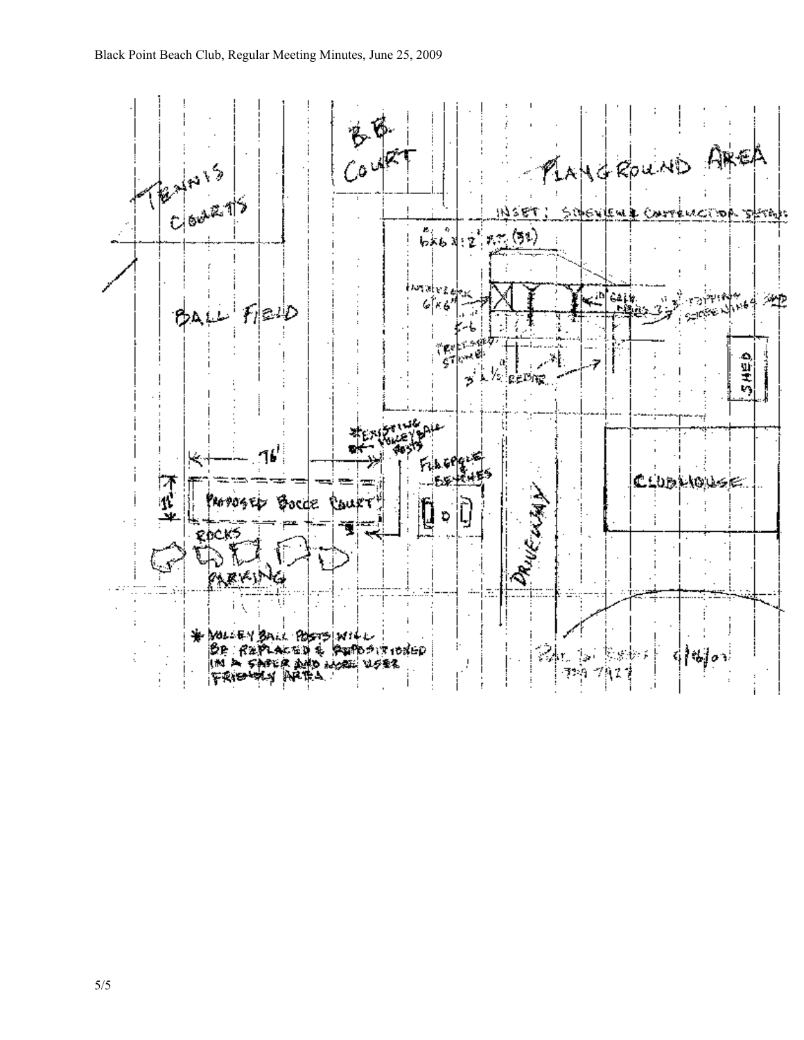TENNIS COURTS

B.B. COURT

PLAYGROUND AREA

INSET: SIDEVIEW & CONSTRUCTION DETAIL

6x6 x 12' P.T. (51)

INTERLOCK 6"x6"

CRUSHED STONE

3' x 1/2" REBAR

10" GALV. NAILS 2" 3" TOPPINGS SCREENINGS SAND

SHED

BALL FIELD

*EXISTING VOLLEYBALL POSTS

FLAGPOLE & BENCHES

76'

11'

PROPOSED BOCCE COURT

ROCKS

PARKING

DRIVEWAY

CLUBHOUSE

* VOLLEY BALL POSTS WILL BE REPLACED & REPOSITIONED IN A SAFER AND MORE USER FRIENDLY AREA.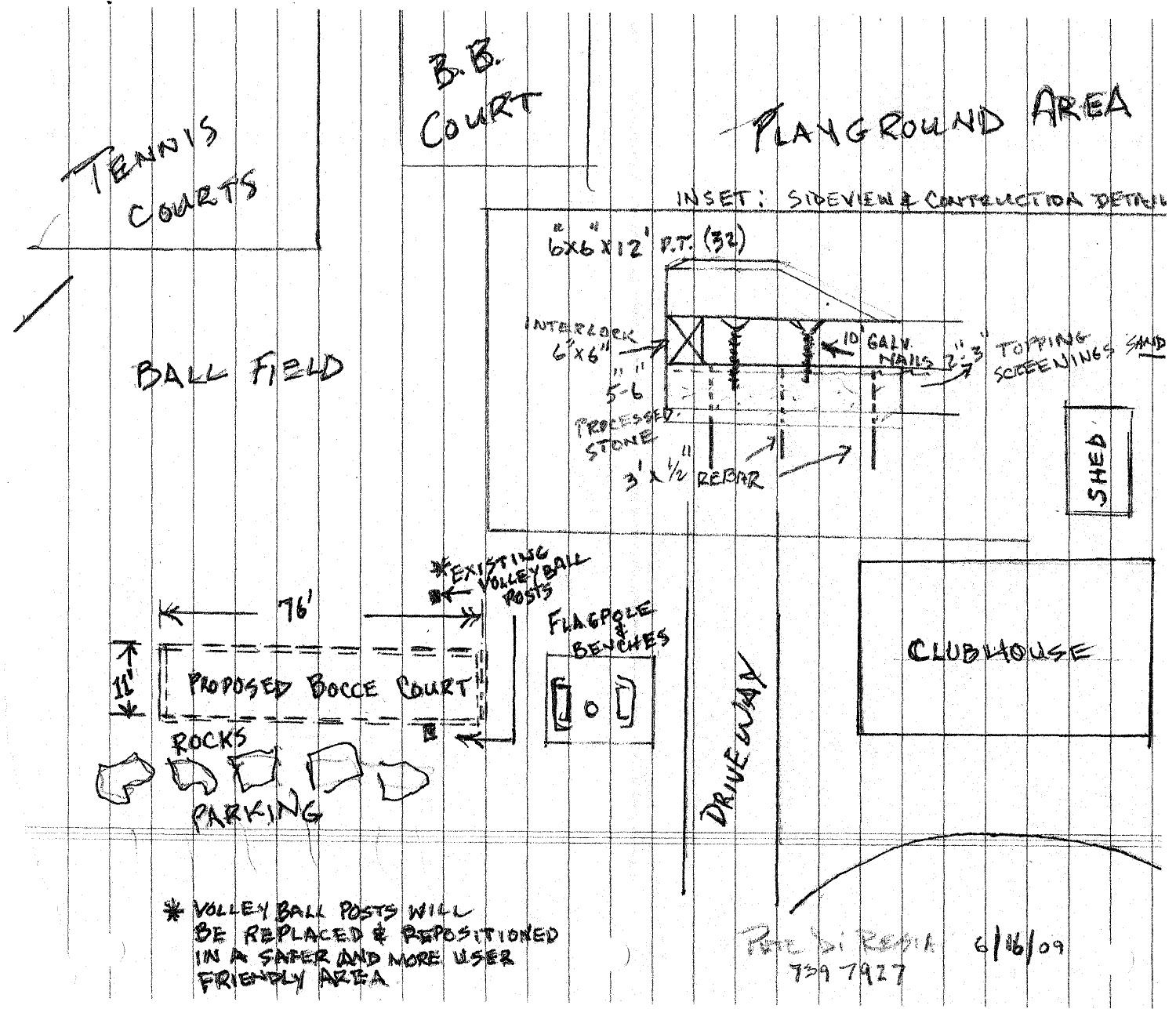TENNIS COURTS

B.B. COURT

PLAYGROUND AREA

INSET: SIDEVIEW & CONSTRUCTION DETAIL

6"x6"x12' P.T. (32)

INTERLOCK 6"x6"

5-6

10" GALV. NAILS

2"-3" TOPPING SCREENINGS SAND

PROCESSED STONE

3' x 1/2" REBAR

BALL FIELD

SHED

\*EXISTING VOLLEYBALL POSTS

76'

11'

PROPOSED BOCCE COURT

FLAGPOLE & BENCHES

CLUBHOUSE

DRIVEWAY

ROCKS

PARKING

\* VOLLEY BALL POSTS WILL BE REPLACED & REPOSITIONED IN A SAFER AND MORE USER FRIENDLY AREA

Pete Di Resta 6/16/09
739 7927